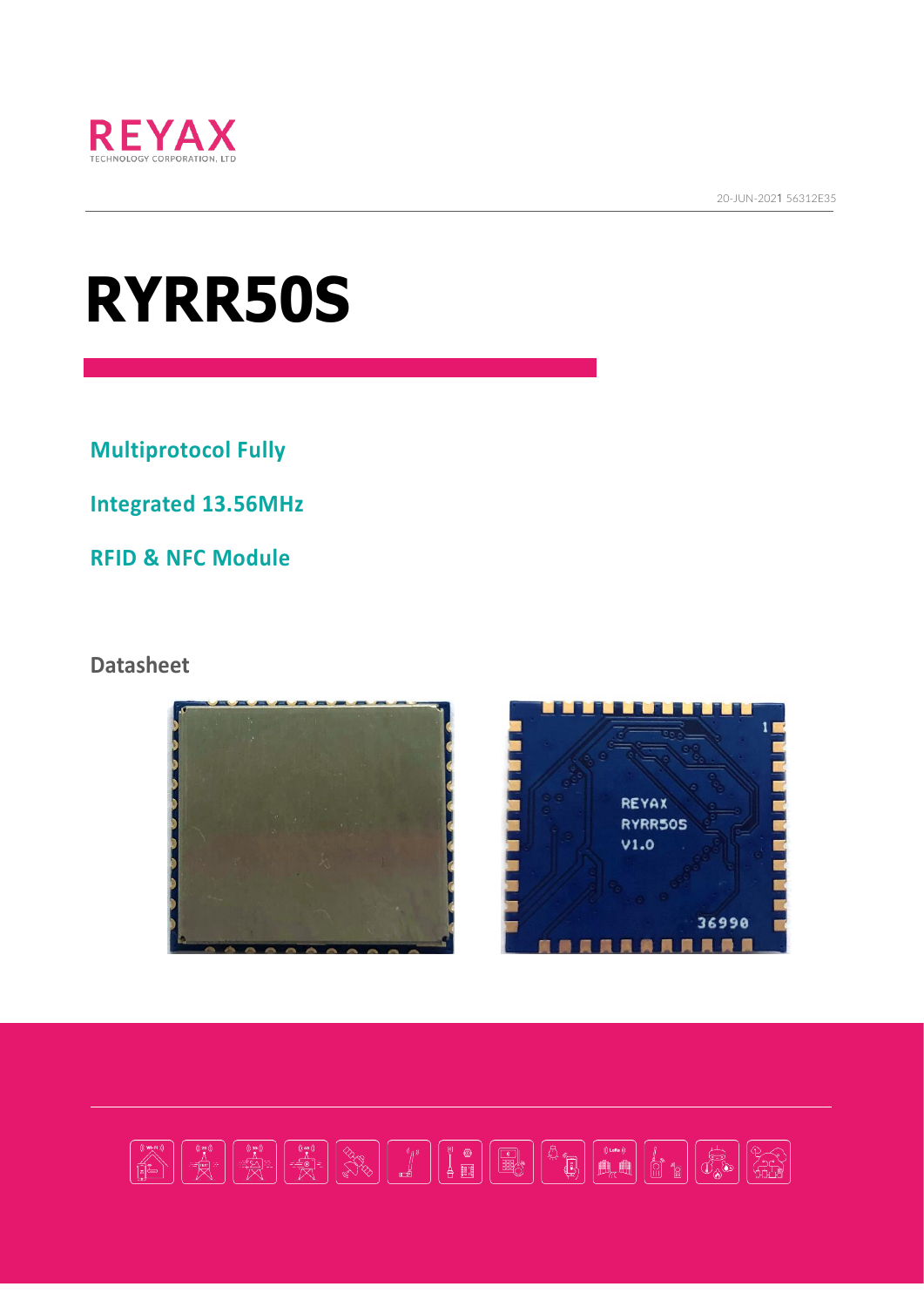REYAX

TECHNOLOGY CORPORATION, LTD

20-JUN-2021 56312E35

# RYRR50S

## Multiprotocol Fully

## Integrated 13.56MHz

## RFID & NFC Module

### Datasheet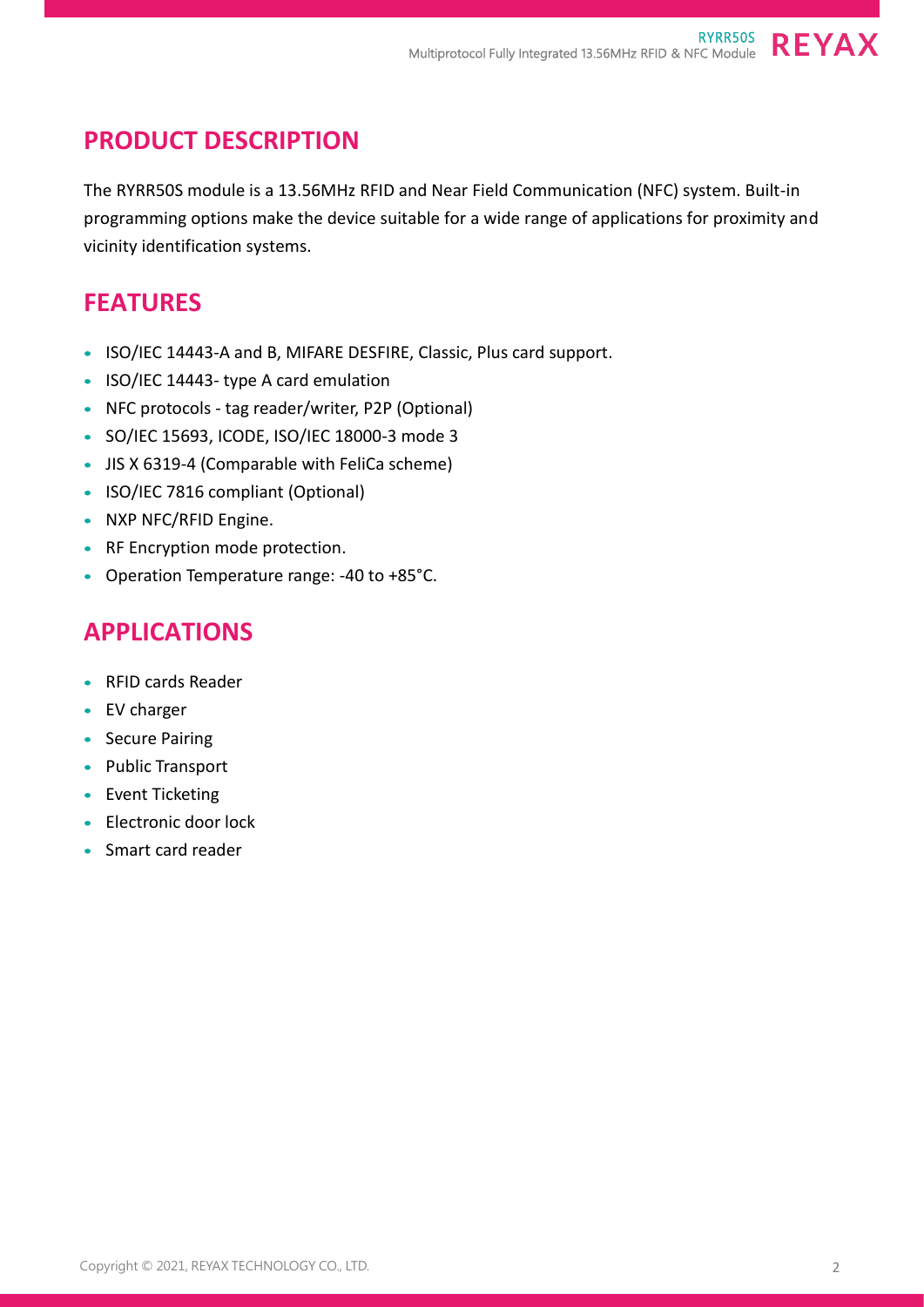## PRODUCT DESCRIPTION

The RYRR50S module is a 13.56MHz RFID and Near Field Communication (NFC) system. Built-in programming options make the device suitable for a wide range of applications for proximity and vicinity identification systems.

## FEATURES

- ISO/IEC 14443-A and B, MIFARE DESFIRE, Classic, Plus card support.
- ISO/IEC 14443- type A card emulation
- NFC protocols - tag reader/writer, P2P (Optional)
- SO/IEC 15693, ICODE, ISO/IEC 18000-3 mode 3
- JIS X 6319-4 (Comparable with FeliCa scheme)
- ISO/IEC 7816 compliant (Optional)
- NXP NFC/RFID Engine.
- RF Encryption mode protection.
- Operation Temperature range: -40 to +85°C.

## APPLICATIONS

- RFID cards Reader
- EV charger
- Secure Pairing
- Public Transport
- Event Ticketing
- Electronic door lock
- Smart card reader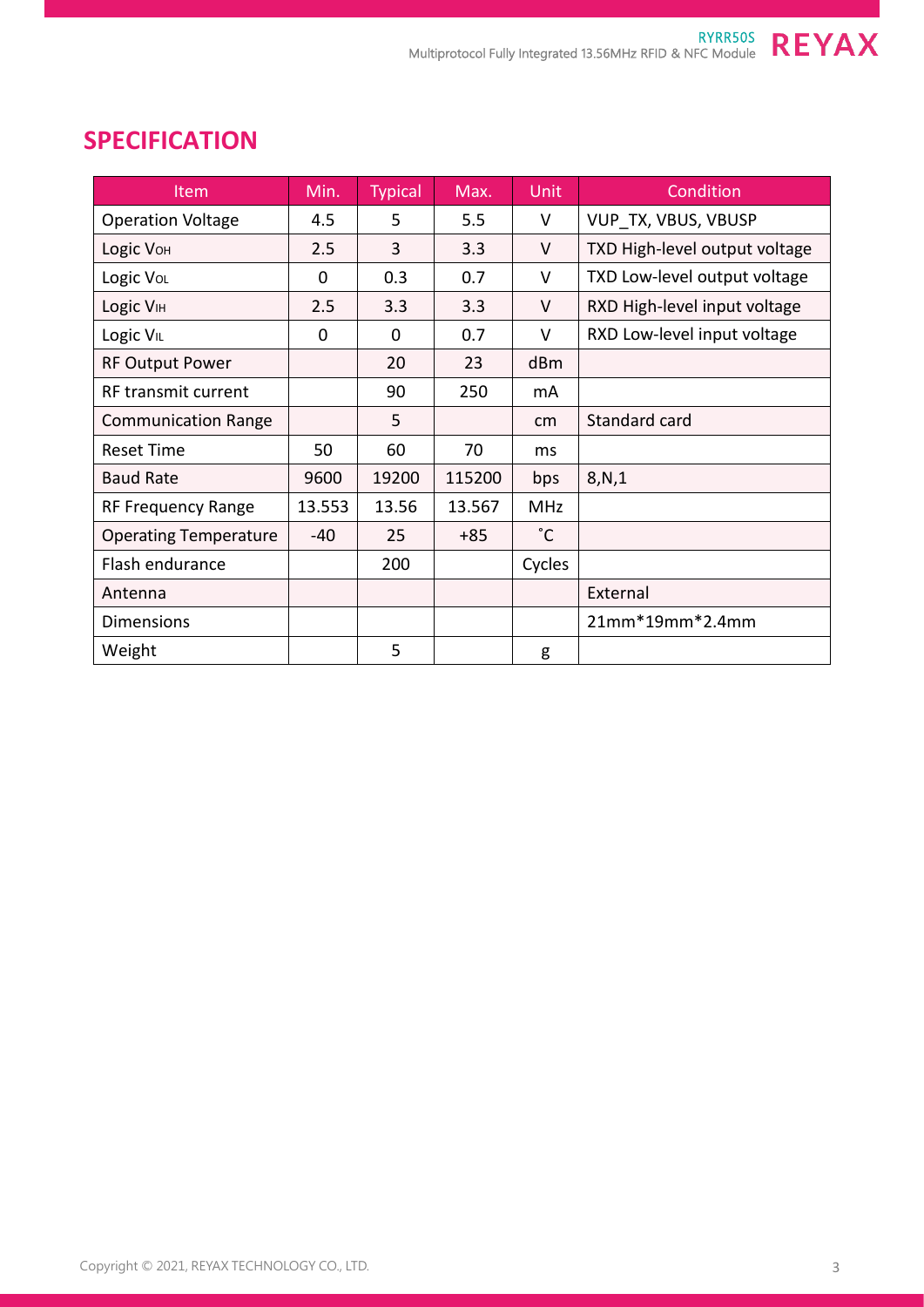## SPECIFICATION

| Item | Min. | Typical | Max. | Unit | Condition |
|---|---|---|---|---|---|
| Operation Voltage | 4.5 | 5 | 5.5 | V | VUP_TX, VBUS, VBUSP |
| Logic $V_{OH}$ | 2.5 | 3 | 3.3 | V | TXD High-level output voltage |
| Logic $V_{OL}$ | 0 | 0.3 | 0.7 | V | TXD Low-level output voltage |
| Logic $V_{IH}$ | 2.5 | 3.3 | 3.3 | V | RXD High-level input voltage |
| Logic $V_{IL}$ | 0 | 0 | 0.7 | V | RXD Low-level input voltage |
| RF Output Power | | 20 | 23 | dBm | |
| RF transmit current | | 90 | 250 | mA | |
| Communication Range | | 5 | | cm | Standard card |
| Reset Time | 50 | 60 | 70 | ms | |
| Baud Rate | 9600 | 19200 | 115200 | bps | 8,N,1 |
| RF Frequency Range | 13.553 | 13.56 | 13.567 | MHz | |
| Operating Temperature | -40 | 25 | +85 | ˚C | |
| Flash endurance | | 200 | | Cycles | |
| Antenna | | | | | External |
| Dimensions | | | | | 21mm*19mm*2.4mm |
| Weight | | 5 | | g | |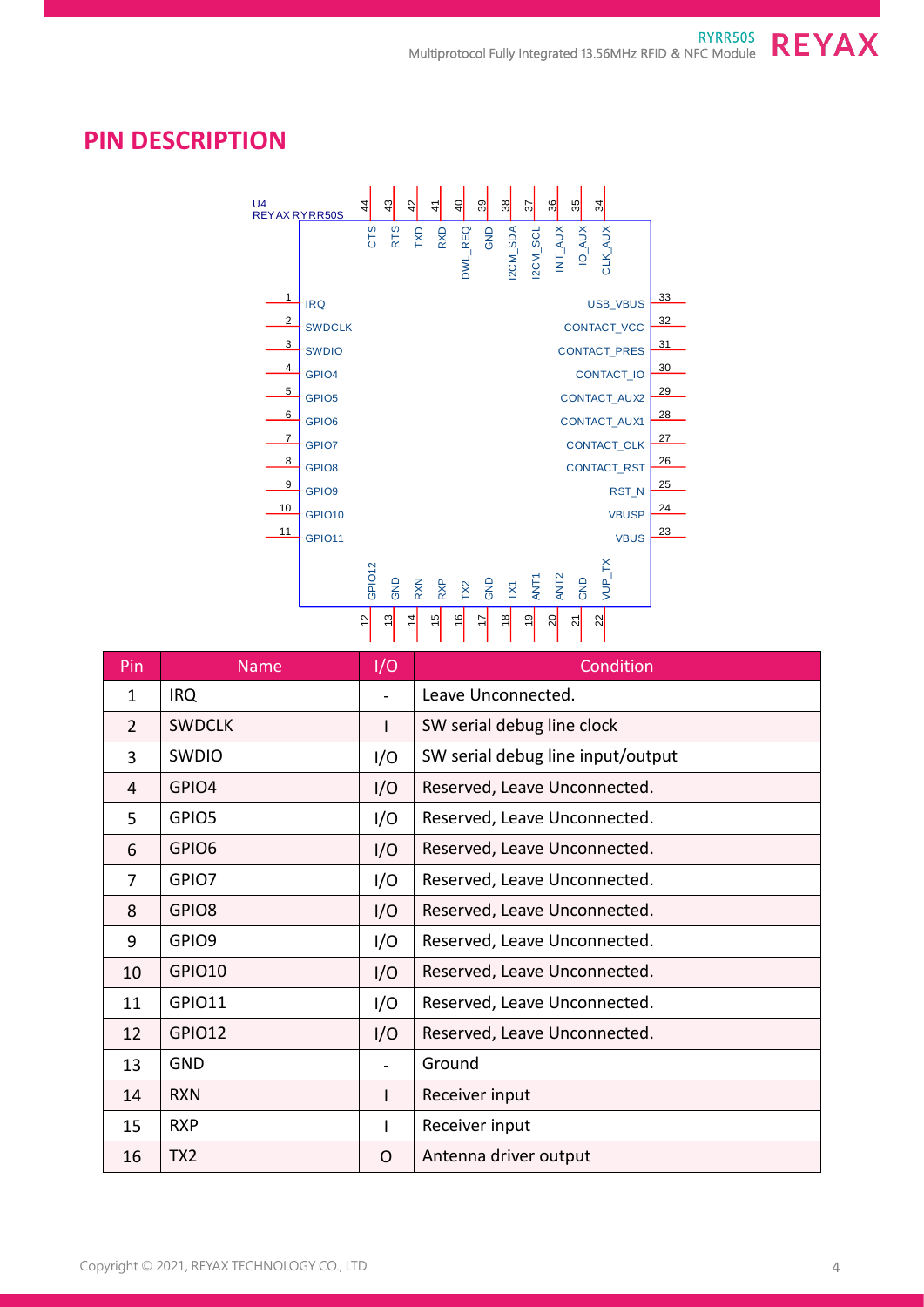## PIN DESCRIPTION

U4
REYAX RYRR50S

44 CTS
43 RTS
42 TXD
41 RXD
40 DWL_REQ
39 GND
38 I2CM_SDA
37 I2CM_SCL
36 INT_AUX
35 IO_AUX
34 CLK_AUX

1 IRQ
2 SWDCLK
3 SWDIO
4 GPIO4
5 GPIO5
6 GPIO6
7 GPIO7
8 GPIO8
9 GPIO9
10 GPIO10
11 GPIO11

33 USB_VBUS
32 CONTACT_VCC
31 CONTACT_PRES
30 CONTACT_IO
29 CONTACT_AUX2
28 CONTACT_AUX1
27 CONTACT_CLK
26 CONTACT_RST
25 RST_N
24 VBUSP
23 VBUS

12 GPIO12
13 GND
14 RXN
15 RXP
16 TX2
17 GND
18 TX1
19 ANT1
20 ANT2
21 GND
22 VUP_TX

| Pin | Name | I/O | Condition |
|---|---|---|---|
| 1 | IRQ | - | Leave Unconnected. |
| 2 | SWDCLK | I | SW serial debug line clock |
| 3 | SWDIO | I/O | SW serial debug line input/output |
| 4 | GPIO4 | I/O | Reserved, Leave Unconnected. |
| 5 | GPIO5 | I/O | Reserved, Leave Unconnected. |
| 6 | GPIO6 | I/O | Reserved, Leave Unconnected. |
| 7 | GPIO7 | I/O | Reserved, Leave Unconnected. |
| 8 | GPIO8 | I/O | Reserved, Leave Unconnected. |
| 9 | GPIO9 | I/O | Reserved, Leave Unconnected. |
| 10 | GPIO10 | I/O | Reserved, Leave Unconnected. |
| 11 | GPIO11 | I/O | Reserved, Leave Unconnected. |
| 12 | GPIO12 | I/O | Reserved, Leave Unconnected. |
| 13 | GND | - | Ground |
| 14 | RXN | I | Receiver input |
| 15 | RXP | I | Receiver input |
| 16 | TX2 | O | Antenna driver output |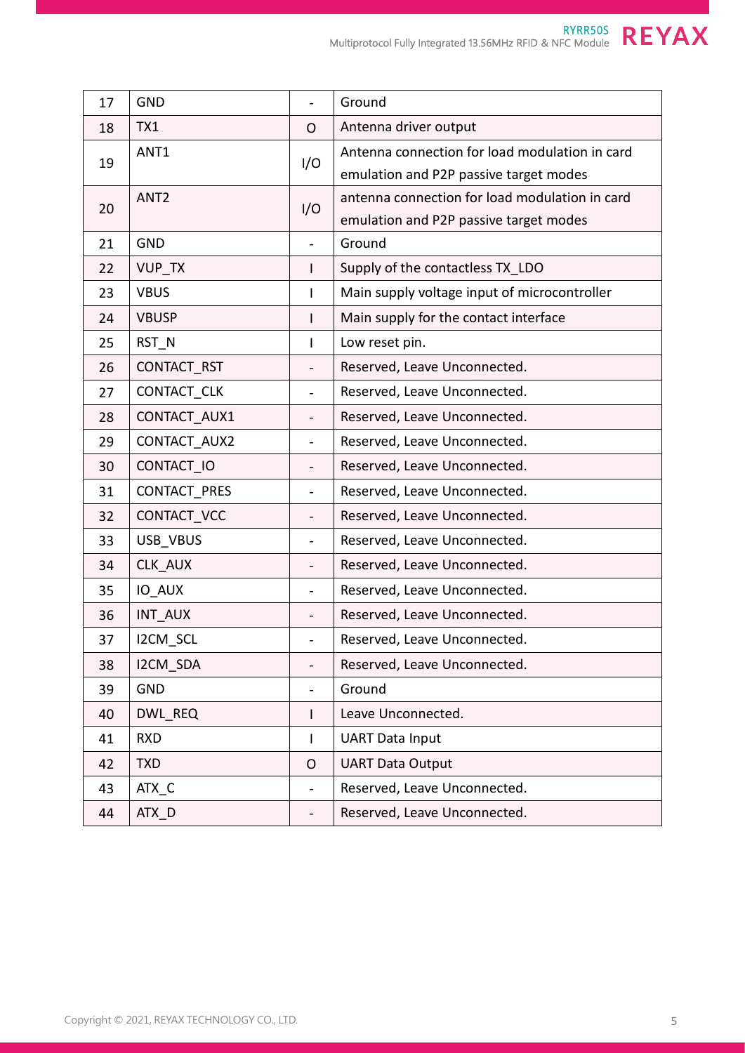| | | | |
|---|---|---|---|
| 17 | GND | - | Ground |
| 18 | TX1 | O | Antenna driver output |
| 19 | ANT1 | I/O | Antenna connection for load modulation in card emulation and P2P passive target modes |
| 20 | ANT2 | I/O | antenna connection for load modulation in card emulation and P2P passive target modes |
| 21 | GND | - | Ground |
| 22 | VUP_TX | I | Supply of the contactless TX_LDO |
| 23 | VBUS | I | Main supply voltage input of microcontroller |
| 24 | VBUSP | I | Main supply for the contact interface |
| 25 | RST_N | I | Low reset pin. |
| 26 | CONTACT_RST | - | Reserved, Leave Unconnected. |
| 27 | CONTACT_CLK | - | Reserved, Leave Unconnected. |
| 28 | CONTACT_AUX1 | - | Reserved, Leave Unconnected. |
| 29 | CONTACT_AUX2 | - | Reserved, Leave Unconnected. |
| 30 | CONTACT_IO | - | Reserved, Leave Unconnected. |
| 31 | CONTACT_PRES | - | Reserved, Leave Unconnected. |
| 32 | CONTACT_VCC | - | Reserved, Leave Unconnected. |
| 33 | USB_VBUS | - | Reserved, Leave Unconnected. |
| 34 | CLK_AUX | - | Reserved, Leave Unconnected. |
| 35 | IO_AUX | - | Reserved, Leave Unconnected. |
| 36 | INT_AUX | - | Reserved, Leave Unconnected. |
| 37 | I2CM_SCL | - | Reserved, Leave Unconnected. |
| 38 | I2CM_SDA | - | Reserved, Leave Unconnected. |
| 39 | GND | - | Ground |
| 40 | DWL_REQ | I | Leave Unconnected. |
| 41 | RXD | I | UART Data Input |
| 42 | TXD | O | UART Data Output |
| 43 | ATX_C | - | Reserved, Leave Unconnected. |
| 44 | ATX_D | - | Reserved, Leave Unconnected. |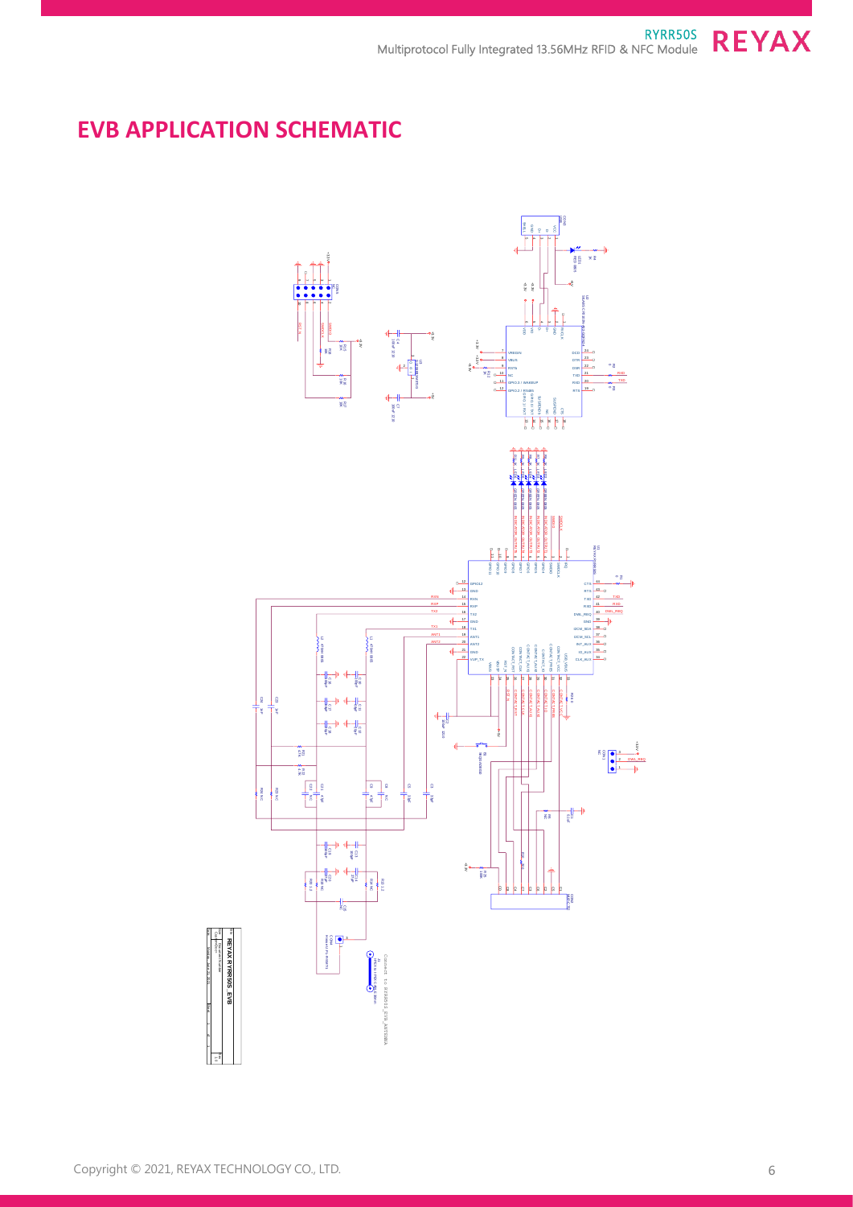# EVB APPLICATION SCHEMATIC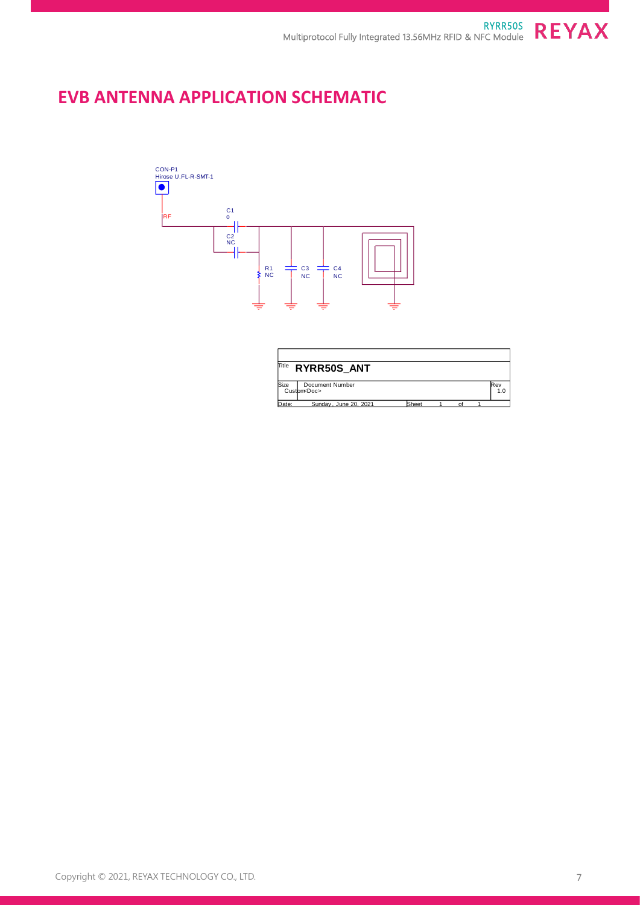## EVB ANTENNA APPLICATION SCHEMATIC

CON-P1
Hirose U.FL-R-SMT-1

RF

C1
0

C2
NC

R1
NC

C3
NC

C4
NC

Title RYRR50S_ANT

Size Custom

Document Number <Doc>

Rev 1.0

Date: Sunday, June 20, 2021

Sheet 1 of 1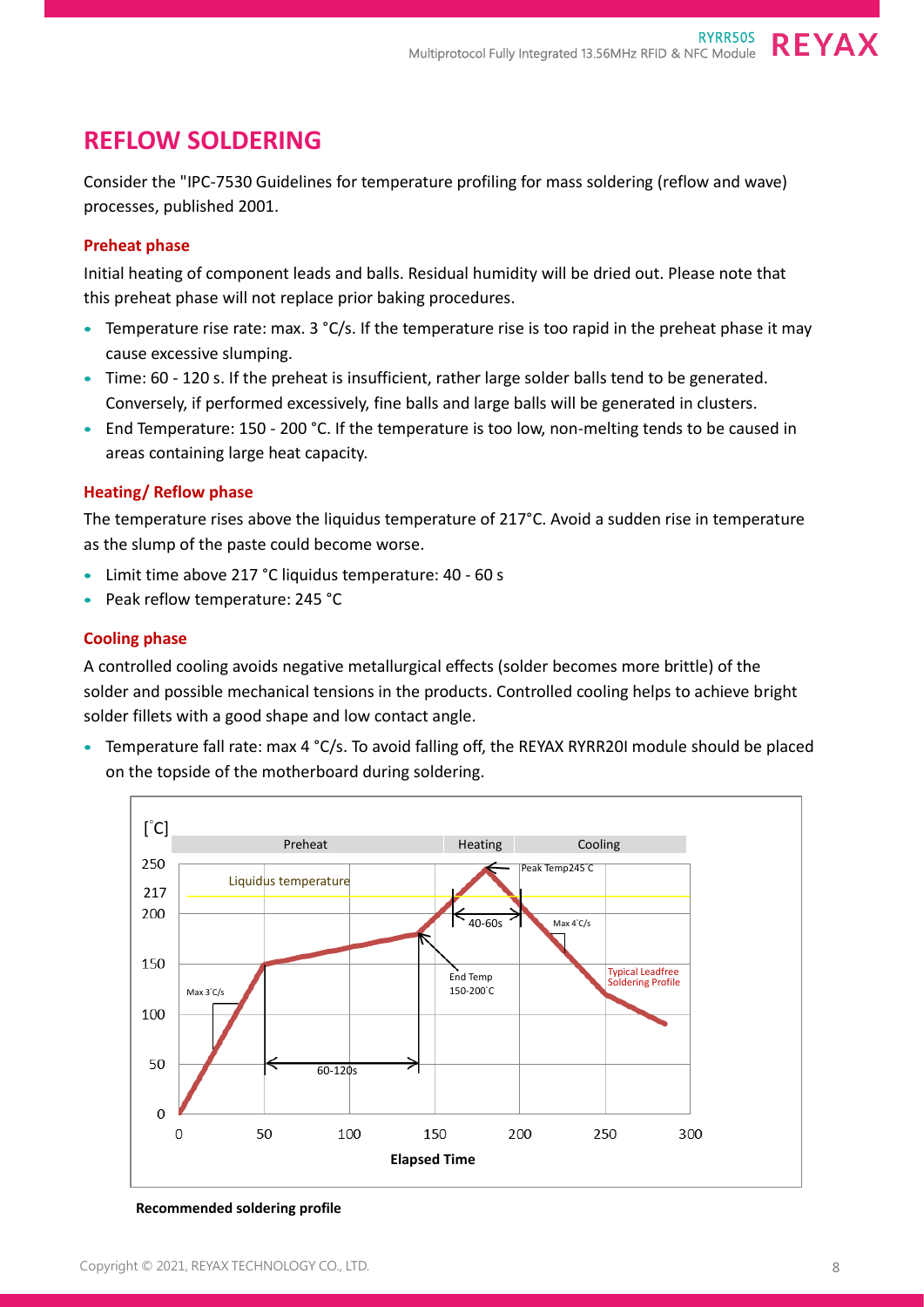# REFLOW SOLDERING

Consider the "IPC-7530 Guidelines for temperature profiling for mass soldering (reflow and wave) processes, published 2001.

### Preheat phase

Initial heating of component leads and balls. Residual humidity will be dried out. Please note that this preheat phase will not replace prior baking procedures.

- Temperature rise rate: max. 3 °C/s. If the temperature rise is too rapid in the preheat phase it may cause excessive slumping.
- Time: 60 - 120 s. If the preheat is insufficient, rather large solder balls tend to be generated. Conversely, if performed excessively, fine balls and large balls will be generated in clusters.
- End Temperature: 150 - 200 °C. If the temperature is too low, non-melting tends to be caused in areas containing large heat capacity.

### Heating/ Reflow phase

The temperature rises above the liquidus temperature of 217°C. Avoid a sudden rise in temperature as the slump of the paste could become worse.

- Limit time above 217 °C liquidus temperature: 40 - 60 s
- Peak reflow temperature: 245 °C

### Cooling phase

A controlled cooling avoids negative metallurgical effects (solder becomes more brittle) of the solder and possible mechanical tensions in the products. Controlled cooling helps to achieve bright solder fillets with a good shape and low contact angle.

- Temperature fall rate: max 4 °C/s. To avoid falling off, the REYAX RYRR20I module should be placed on the topside of the motherboard during soldering.

[˚C]
Preheat
Heating
Cooling
250
217
200
150
100
50
0
Liquidus temperature
Peak Temp245˚C
40-60s
Max 4˚C/s
End Temp
150-200˚C
Typical Leadfree Soldering Profile
Max 3˚C/s
60-120s
0
50
100
150
200
250
300
Elapsed Time

**Recommended soldering profile**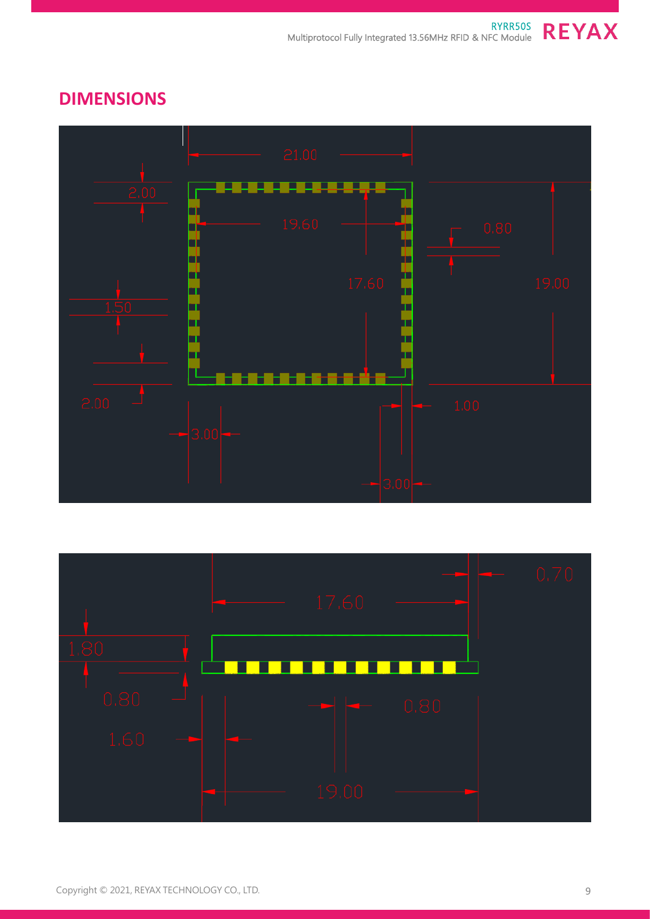## DIMENSIONS

21.00

2.00

19.60

0.80

17.60

19.00

1.50

2.00

1.00

3.00

3.00

0.70

17.60

1.80

0.80

0.80

1.60

19.00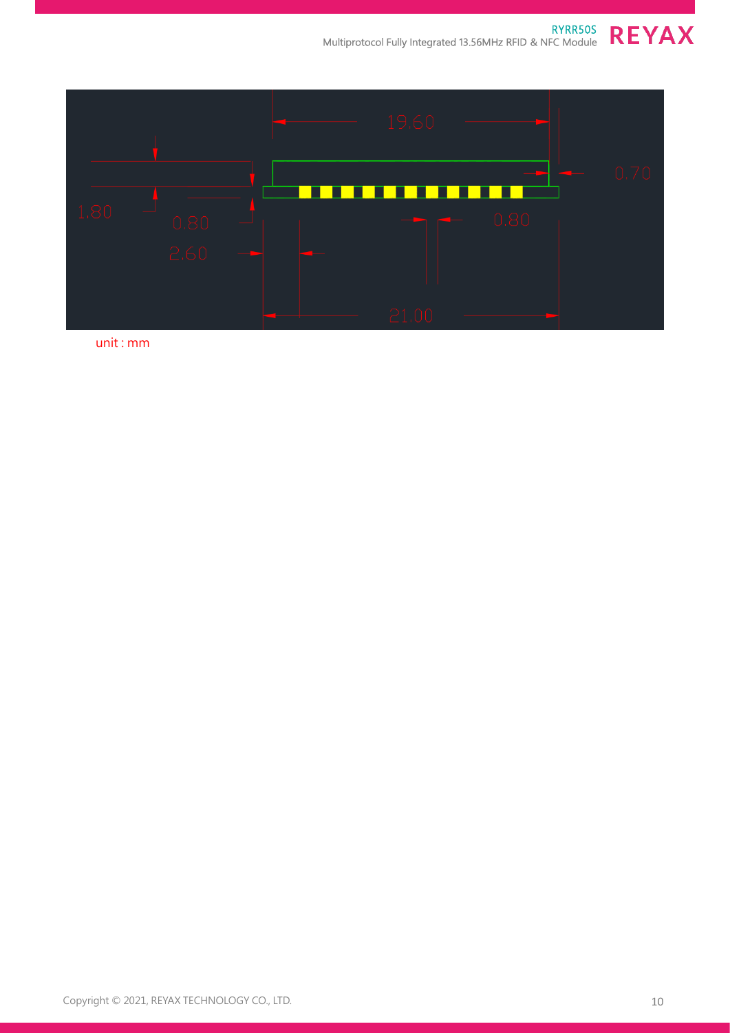19.60

0.70

1.80

0.80

0.80

2.60

21.00

unit : mm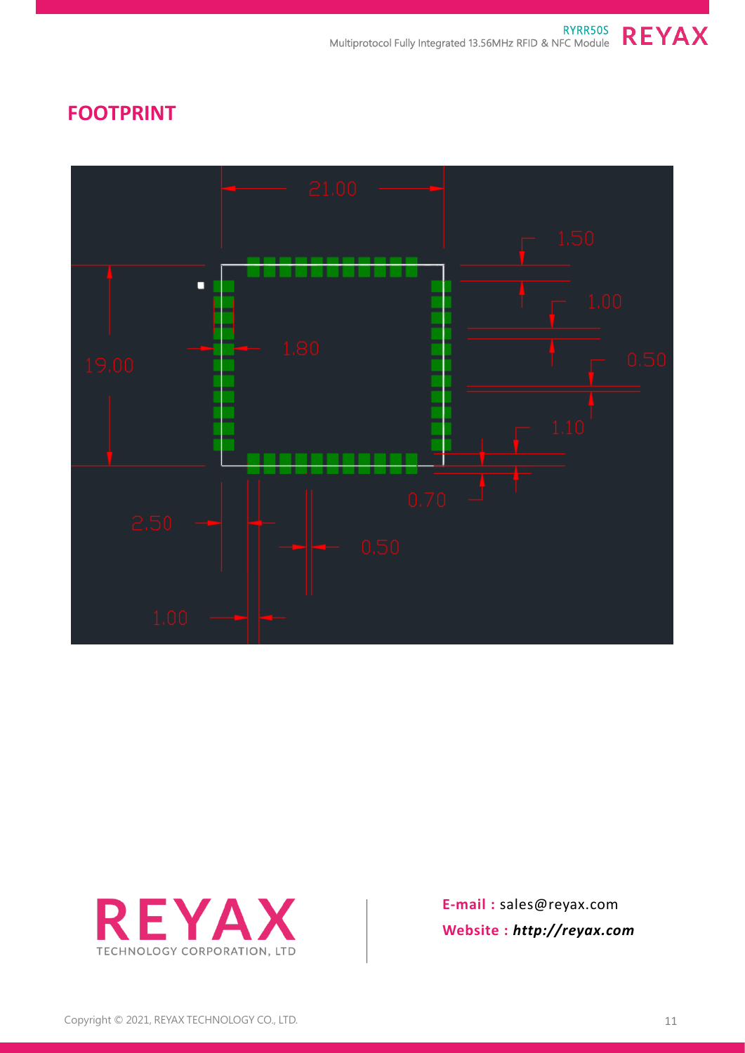## FOOTPRINT

21.00
1.50
1.00
0.50
1.10
0.70
19.00
1.80
2.50
0.50
1.00

**E-mail :** sales@reyax.com
**Website :** ***http://reyax.com***

REYAX TECHNOLOGY CORPORATION, LTD

Copyright © 2021, REYAX TECHNOLOGY CO., LTD.